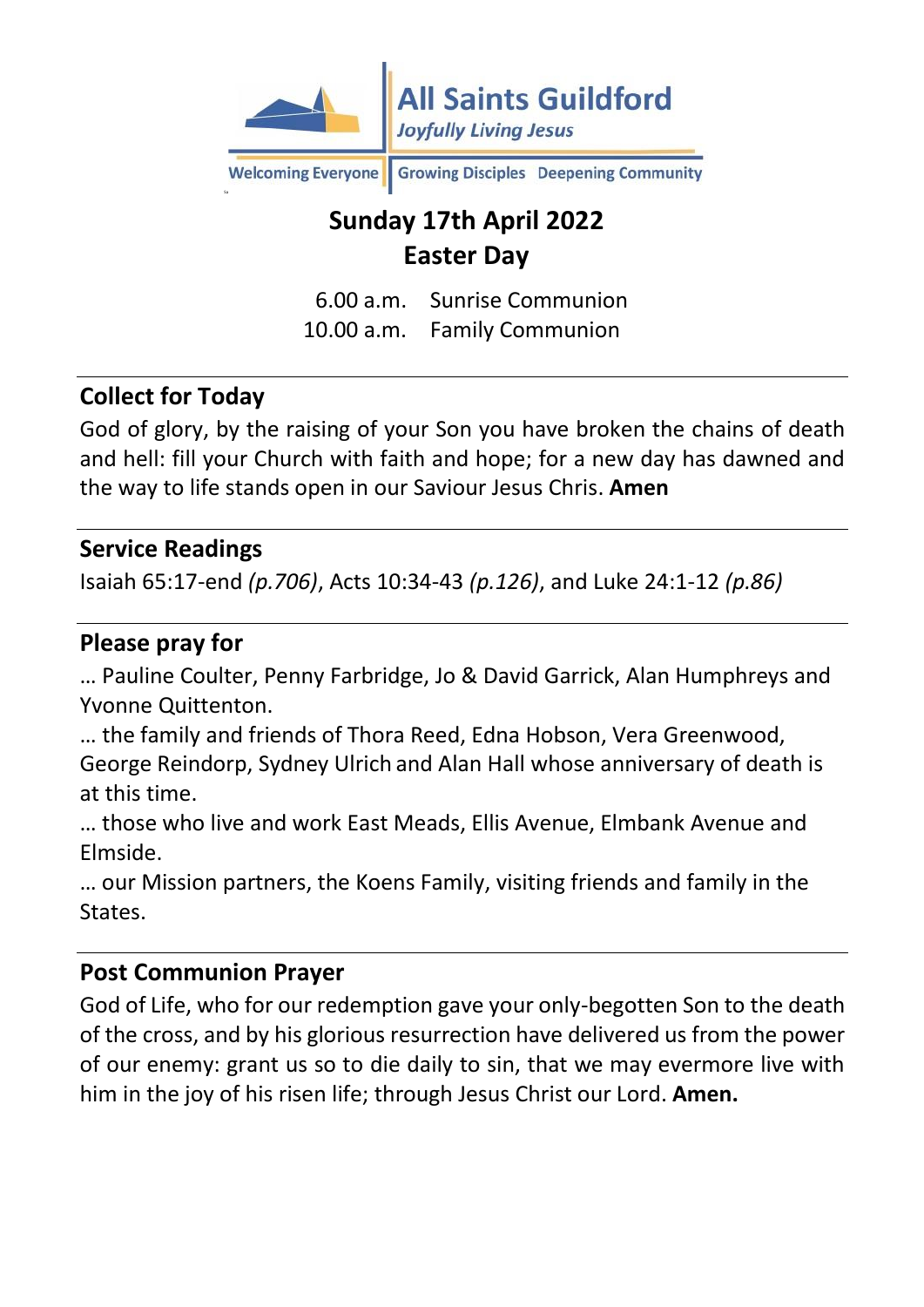**All Saints Guildford**
*Joyfully Living Jesus*

Welcoming Everyone | Growing Disciples | Deepening Community

# Sunday 17th April 2022
# Easter Day

6.00 a.m. Sunrise Communion
10.00 a.m. Family Communion

## Collect for Today

God of glory, by the raising of your Son you have broken the chains of death and hell: fill your Church with faith and hope; for a new day has dawned and the way to life stands open in our Saviour Jesus Chris. **Amen**

## Service Readings

Isaiah 65:17-end *(p.706)*, Acts 10:34-43 *(p.126)*, and Luke 24:1-12 *(p.86)*

## Please pray for

… Pauline Coulter, Penny Farbridge, Jo & David Garrick, Alan Humphreys and Yvonne Quittenton.
… the family and friends of Thora Reed, Edna Hobson, Vera Greenwood, George Reindorp, Sydney Ulrich and Alan Hall whose anniversary of death is at this time.
… those who live and work East Meads, Ellis Avenue, Elmbank Avenue and Elmside.
… our Mission partners, the Koens Family, visiting friends and family in the States.

## Post Communion Prayer

God of Life, who for our redemption gave your only-begotten Son to the death of the cross, and by his glorious resurrection have delivered us from the power of our enemy: grant us so to die daily to sin, that we may evermore live with him in the joy of his risen life; through Jesus Christ our Lord. **Amen.**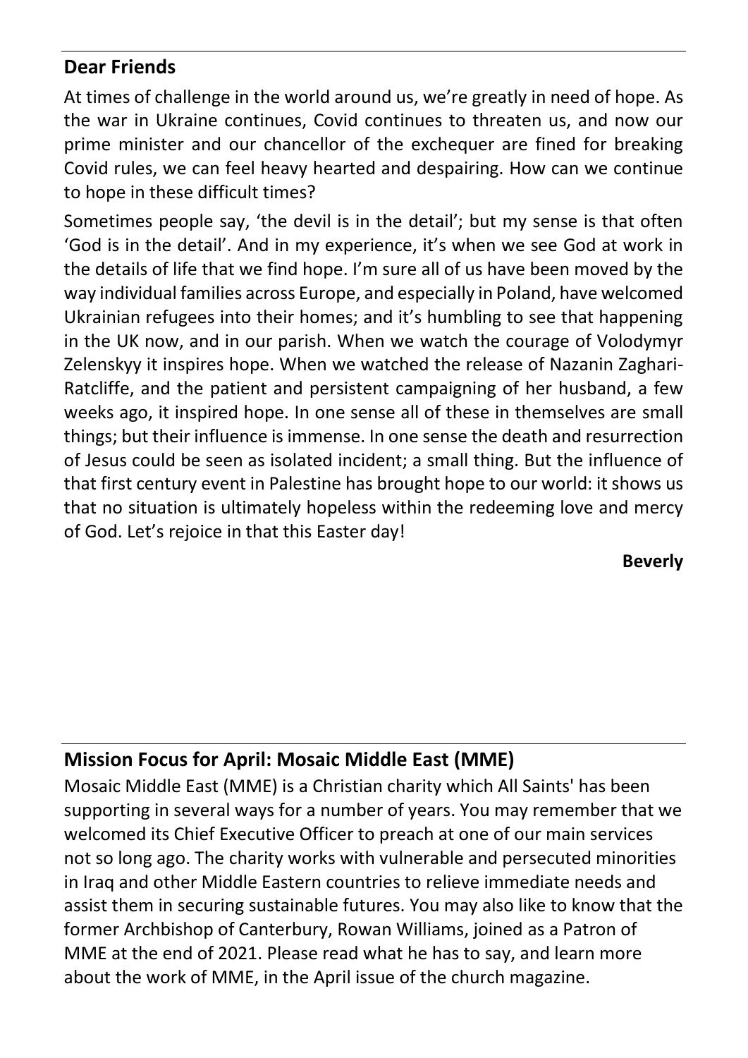## Dear Friends

At times of challenge in the world around us, we're greatly in need of hope. As the war in Ukraine continues, Covid continues to threaten us, and now our prime minister and our chancellor of the exchequer are fined for breaking Covid rules, we can feel heavy hearted and despairing. How can we continue to hope in these difficult times?

Sometimes people say, 'the devil is in the detail'; but my sense is that often 'God is in the detail'. And in my experience, it's when we see God at work in the details of life that we find hope. I'm sure all of us have been moved by the way individual families across Europe, and especially in Poland, have welcomed Ukrainian refugees into their homes; and it's humbling to see that happening in the UK now, and in our parish. When we watch the courage of Volodymyr Zelenskyy it inspires hope. When we watched the release of Nazanin Zaghari-Ratcliffe, and the patient and persistent campaigning of her husband, a few weeks ago, it inspired hope. In one sense all of these in themselves are small things; but their influence is immense. In one sense the death and resurrection of Jesus could be seen as isolated incident; a small thing. But the influence of that first century event in Palestine has brought hope to our world: it shows us that no situation is ultimately hopeless within the redeeming love and mercy of God. Let's rejoice in that this Easter day!

**Beverly**

## Mission Focus for April: Mosaic Middle East (MME)

Mosaic Middle East (MME) is a Christian charity which All Saints' has been supporting in several ways for a number of years. You may remember that we welcomed its Chief Executive Officer to preach at one of our main services not so long ago. The charity works with vulnerable and persecuted minorities in Iraq and other Middle Eastern countries to relieve immediate needs and assist them in securing sustainable futures. You may also like to know that the former Archbishop of Canterbury, Rowan Williams, joined as a Patron of MME at the end of 2021. Please read what he has to say, and learn more about the work of MME, in the April issue of the church magazine.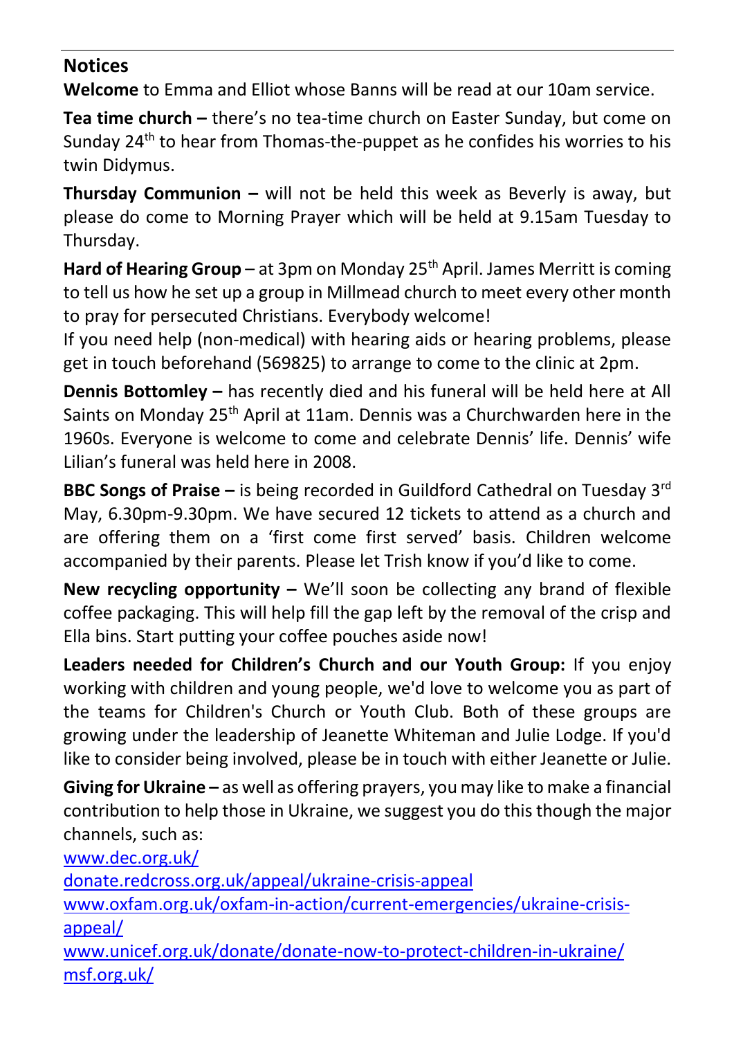## Notices

**Welcome** to Emma and Elliot whose Banns will be read at our 10am service.

**Tea time church –** there's no tea-time church on Easter Sunday, but come on Sunday 24th to hear from Thomas-the-puppet as he confides his worries to his twin Didymus.

**Thursday Communion –** will not be held this week as Beverly is away, but please do come to Morning Prayer which will be held at 9.15am Tuesday to Thursday.

**Hard of Hearing Group** – at 3pm on Monday 25th April. James Merritt is coming to tell us how he set up a group in Millmead church to meet every other month to pray for persecuted Christians. Everybody welcome!
If you need help (non-medical) with hearing aids or hearing problems, please get in touch beforehand (569825) to arrange to come to the clinic at 2pm.

**Dennis Bottomley –** has recently died and his funeral will be held here at All Saints on Monday 25th April at 11am. Dennis was a Churchwarden here in the 1960s. Everyone is welcome to come and celebrate Dennis' life. Dennis' wife Lilian's funeral was held here in 2008.

**BBC Songs of Praise –** is being recorded in Guildford Cathedral on Tuesday 3rd May, 6.30pm-9.30pm. We have secured 12 tickets to attend as a church and are offering them on a 'first come first served' basis. Children welcome accompanied by their parents. Please let Trish know if you'd like to come.

**New recycling opportunity –** We'll soon be collecting any brand of flexible coffee packaging. This will help fill the gap left by the removal of the crisp and Ella bins. Start putting your coffee pouches aside now!

**Leaders needed for Children's Church and our Youth Group:** If you enjoy working with children and young people, we'd love to welcome you as part of the teams for Children's Church or Youth Club. Both of these groups are growing under the leadership of Jeanette Whiteman and Julie Lodge. If you'd like to consider being involved, please be in touch with either Jeanette or Julie.

**Giving for Ukraine –** as well as offering prayers, you may like to make a financial contribution to help those in Ukraine, we suggest you do this though the major channels, such as:
www.dec.org.uk/
donate.redcross.org.uk/appeal/ukraine-crisis-appeal
www.oxfam.org.uk/oxfam-in-action/current-emergencies/ukraine-crisis-appeal/
www.unicef.org.uk/donate/donate-now-to-protect-children-in-ukraine/
msf.org.uk/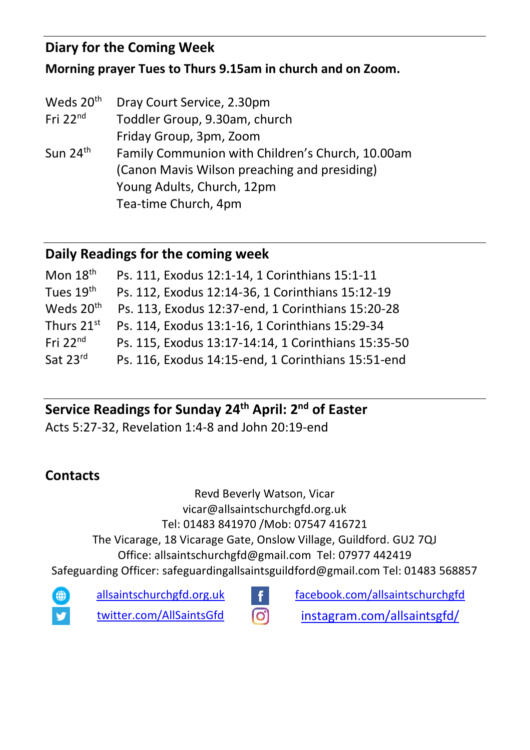## Diary for the Coming Week

**Morning prayer Tues to Thurs 9.15am in church and on Zoom.**

| | |
|---|---|
| Weds 20th | Dray Court Service, 2.30pm |
| Fri 22nd | Toddler Group, 9.30am, church |
| | Friday Group, 3pm, Zoom |
| Sun 24th | Family Communion with Children's Church, 10.00am |
| | (Canon Mavis Wilson preaching and presiding) |
| | Young Adults, Church, 12pm |
| | Tea-time Church, 4pm |

## Daily Readings for the coming week

| | |
|---|---|
| Mon 18th | Ps. 111, Exodus 12:1-14, 1 Corinthians 15:1-11 |
| Tues 19th | Ps. 112, Exodus 12:14-36, 1 Corinthians 15:12-19 |
| Weds 20th | Ps. 113, Exodus 12:37-end, 1 Corinthians 15:20-28 |
| Thurs 21st | Ps. 114, Exodus 13:1-16, 1 Corinthians 15:29-34 |
| Fri 22nd | Ps. 115, Exodus 13:17-14:14, 1 Corinthians 15:35-50 |
| Sat 23rd | Ps. 116, Exodus 14:15-end, 1 Corinthians 15:51-end |

## Service Readings for Sunday 24th April: 2nd of Easter

Acts 5:27-32, Revelation 1:4-8 and John 20:19-end

## Contacts

Revd Beverly Watson, Vicar
vicar@allsaintschurchgfd.org.uk
Tel: 01483 841970 /Mob: 07547 416721
The Vicarage, 18 Vicarage Gate, Onslow Village, Guildford. GU2 7QJ
Office: allsaintschurchgfd@gmail.com Tel: 07977 442419
Safeguarding Officer: safeguardingallsaintsguildford@gmail.com Tel: 01483 568857

allsaintschurchgfd.org.uk
facebook.com/allsaintschurchgfd
twitter.com/AllSaintsGfd
instagram.com/allsaintsgfd/